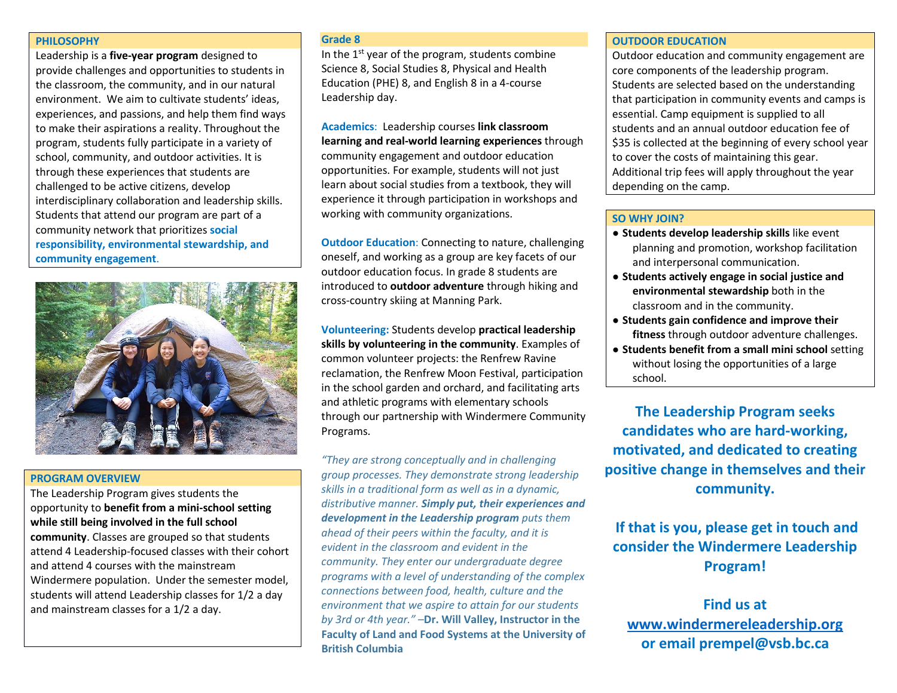## PHILOSOPHY

Leadership is a **five-year program** designed to provide challenges and opportunities to students in the classroom, the community, and in our natural environment. We aim to cultivate students' ideas, experiences, and passions, and help them find ways to make their aspirations a reality. Throughout the program, students fully participate in a variety of school, community, and outdoor activities. It is through these experiences that students are challenged to be active citizens, develop interdisciplinary collaboration and leadership skills. Students that attend our program are part of a community network that prioritizes **social responsibility, environmental stewardship, and community engagement**.

## PROGRAM OVERVIEW

The Leadership Program gives students the opportunity to **benefit from a mini-school setting while still being involved in the full school community**. Classes are grouped so that students attend 4 Leadership-focused classes with their cohort and attend 4 courses with the mainstream Windermere population. Under the semester model, students will attend Leadership classes for 1/2 a day and mainstream classes for a 1/2 a day.

## Grade 8

In the 1st year of the program, students combine Science 8, Social Studies 8, Physical and Health Education (PHE) 8, and English 8 in a 4-course Leadership day.

**Academics**: Leadership courses **link classroom learning and real-world learning experiences** through community engagement and outdoor education opportunities. For example, students will not just learn about social studies from a textbook, they will experience it through participation in workshops and working with community organizations.

**Outdoor Education**: Connecting to nature, challenging oneself, and working as a group are key facets of our outdoor education focus. In grade 8 students are introduced to **outdoor adventure** through hiking and cross-country skiing at Manning Park.

**Volunteering:** Students develop **practical leadership skills by volunteering in the community**. Examples of common volunteer projects: the Renfrew Ravine reclamation, the Renfrew Moon Festival, participation in the school garden and orchard, and facilitating arts and athletic programs with elementary schools through our partnership with Windermere Community Programs.

*"They are strong conceptually and in challenging group processes. They demonstrate strong leadership skills in a traditional form as well as in a dynamic, distributive manner.* ***Simply put, their experiences and development in the Leadership program*** *puts them ahead of their peers within the faculty, and it is evident in the classroom and evident in the community. They enter our undergraduate degree programs with a level of understanding of the complex connections between food, health, culture and the environment that we aspire to attain for our students by 3rd or 4th year."* –**Dr. Will Valley, Instructor in the Faculty of Land and Food Systems at the University of British Columbia**

## OUTDOOR EDUCATION

Outdoor education and community engagement are core components of the leadership program. Students are selected based on the understanding that participation in community events and camps is essential. Camp equipment is supplied to all students and an annual outdoor education fee of $35 is collected at the beginning of every school year to cover the costs of maintaining this gear. Additional trip fees will apply throughout the year depending on the camp.

## SO WHY JOIN?

- **Students develop leadership skills** like event planning and promotion, workshop facilitation and interpersonal communication.
- **Students actively engage in social justice and environmental stewardship** both in the classroom and in the community.
- **Students gain confidence and improve their fitness** through outdoor adventure challenges.
- **Students benefit from a small mini school** setting without losing the opportunities of a large school.

**The Leadership Program seeks candidates who are hard-working, motivated, and dedicated to creating positive change in themselves and their community.**

**If that is you, please get in touch and consider the Windermere Leadership Program!**

**Find us at www.windermereleadership.org or email prempel@vsb.bc.ca**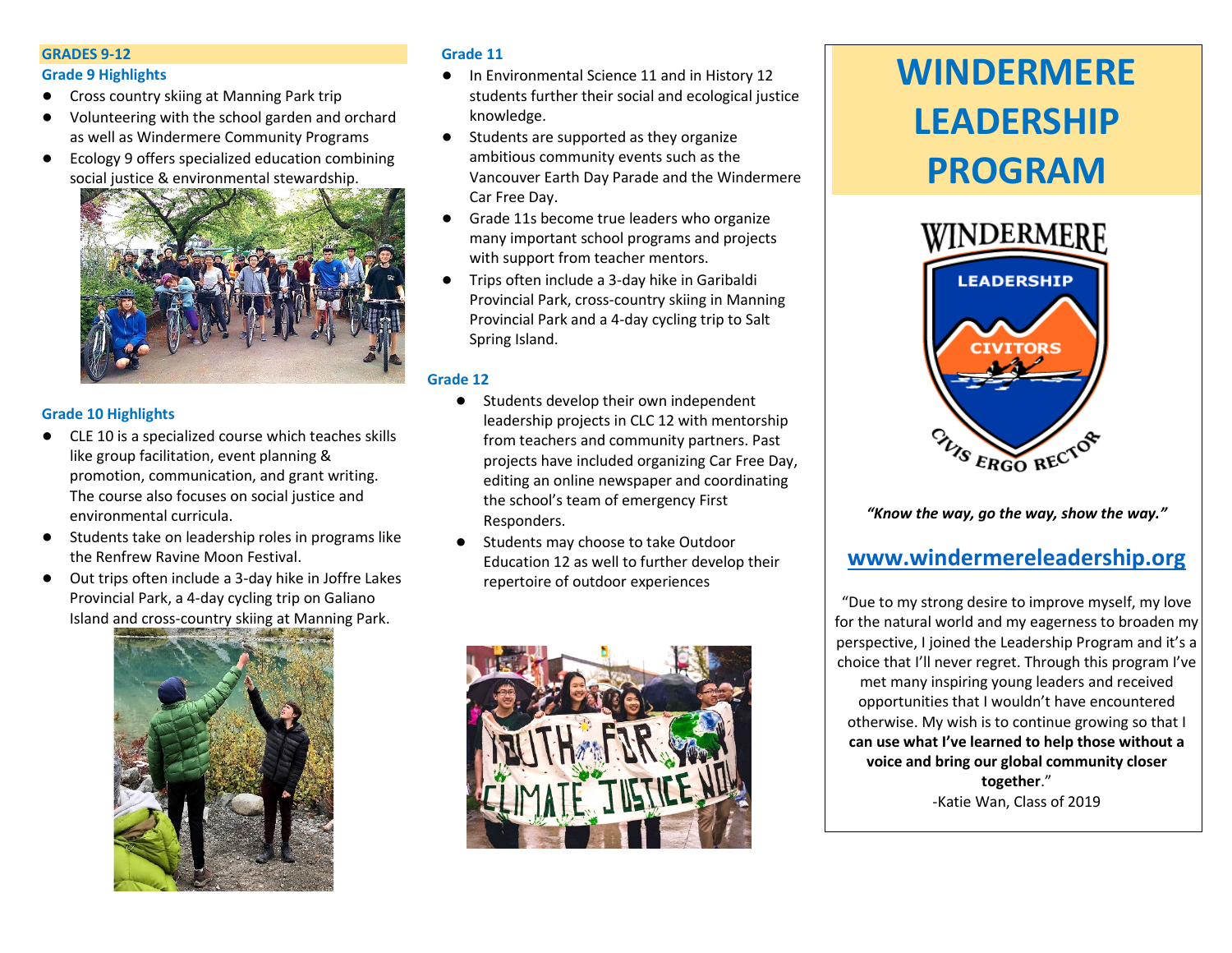**GRADES 9-12**

### Grade 9 Highlights

- Cross country skiing at Manning Park trip
- Volunteering with the school garden and orchard as well as Windermere Community Programs
- Ecology 9 offers specialized education combining social justice & environmental stewardship.

### Grade 10 Highlights

- CLE 10 is a specialized course which teaches skills like group facilitation, event planning & promotion, communication, and grant writing. The course also focuses on social justice and environmental curricula.
- Students take on leadership roles in programs like the Renfrew Ravine Moon Festival.
- Out trips often include a 3-day hike in Joffre Lakes Provincial Park, a 4-day cycling trip on Galiano Island and cross-country skiing at Manning Park.

### Grade 11

- In Environmental Science 11 and in History 12 students further their social and ecological justice knowledge.
- Students are supported as they organize ambitious community events such as the Vancouver Earth Day Parade and the Windermere Car Free Day.
- Grade 11s become true leaders who organize many important school programs and projects with support from teacher mentors.
- Trips often include a 3-day hike in Garibaldi Provincial Park, cross-country skiing in Manning Provincial Park and a 4-day cycling trip to Salt Spring Island.

### Grade 12

- Students develop their own independent leadership projects in CLC 12 with mentorship from teachers and community partners. Past projects have included organizing Car Free Day, editing an online newspaper and coordinating the school's team of emergency First Responders.
- Students may choose to take Outdoor Education 12 as well to further develop their repertoire of outdoor experiences

# WINDERMERE LEADERSHIP PROGRAM

WINDERMERE LEADERSHIP CIVITORS CIVIS ERGO RECTOR

***"Know the way, go the way, show the way."***

## www.windermereleadership.org

"Due to my strong desire to improve myself, my love for the natural world and my eagerness to broaden my perspective, I joined the Leadership Program and it's a choice that I'll never regret. Through this program I've met many inspiring young leaders and received opportunities that I wouldn't have encountered otherwise. My wish is to continue growing so that I **can use what I've learned to help those without a voice and bring our global community closer together**."

-Katie Wan, Class of 2019